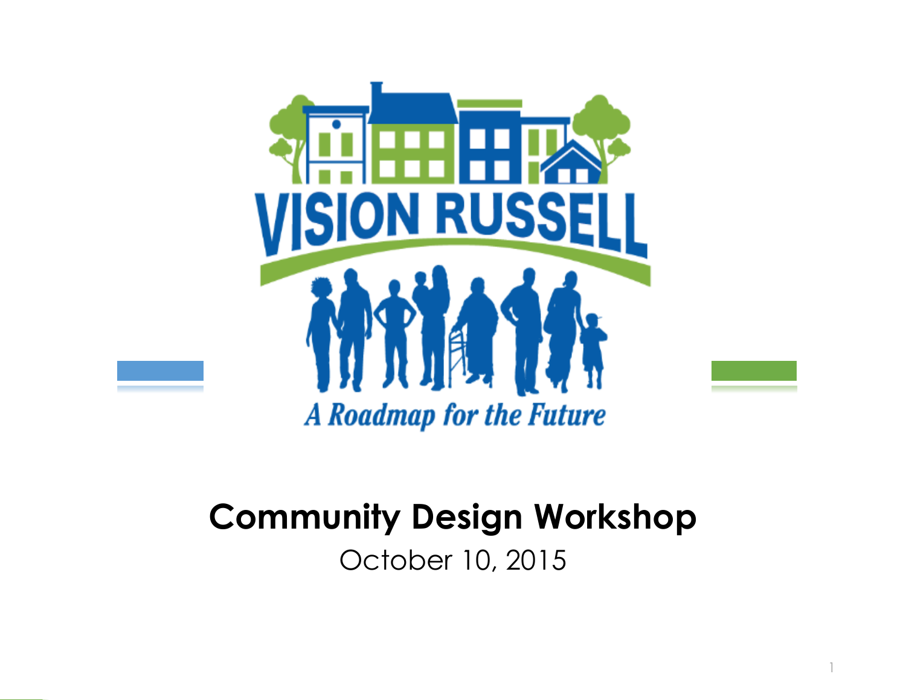VISION RUSSELL

*A Roadmap for the Future*

# Community Design Workshop

October 10, 2015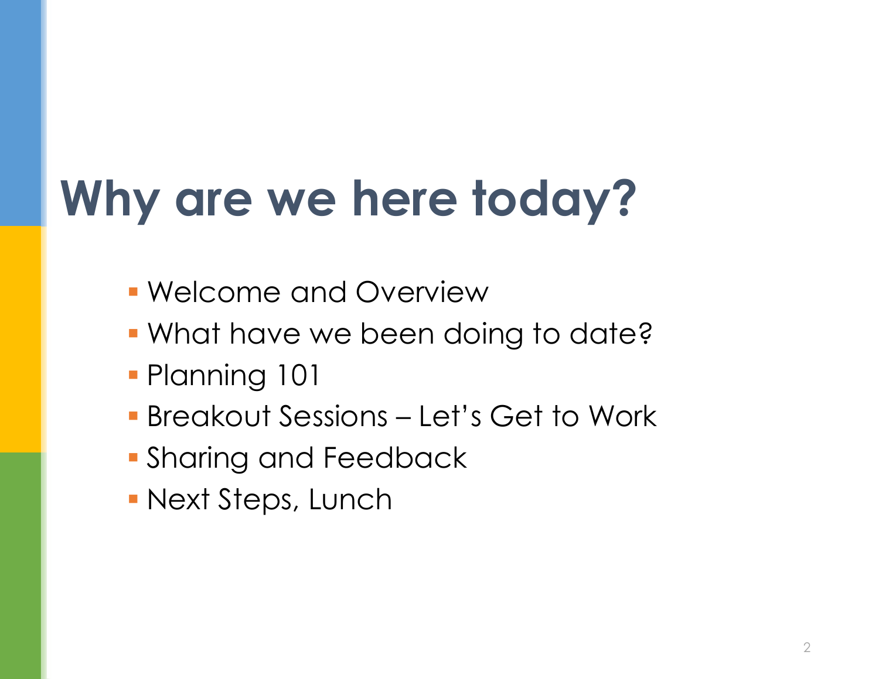# Why are we here today?

- Welcome and Overview
- What have we been doing to date?
- Planning 101
- Breakout Sessions – Let's Get to Work
- Sharing and Feedback
- Next Steps, Lunch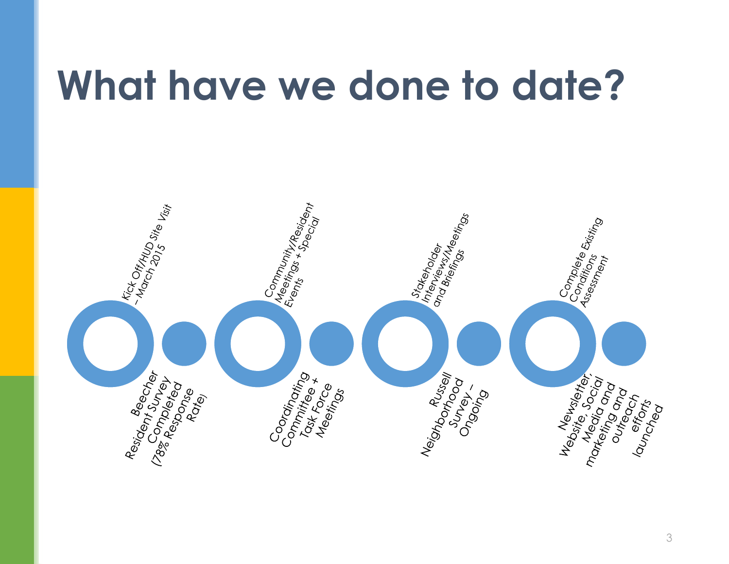# What have we done to date?

- Kick Off/HUD Site Visit – March 2015
- Beecher Resident Survey Completed (78% Response Rate)
- Community/Resident Meetings + Special Events
- Coordinating Committee + Task Force Meetings
- Stakeholder Interviews/Meetings and Briefings
- Russell Neighborhood Survey – Ongoing
- Complete Existing Conditions Assessment
- Newsletter, Website, Social Media and marketing and outreach efforts launched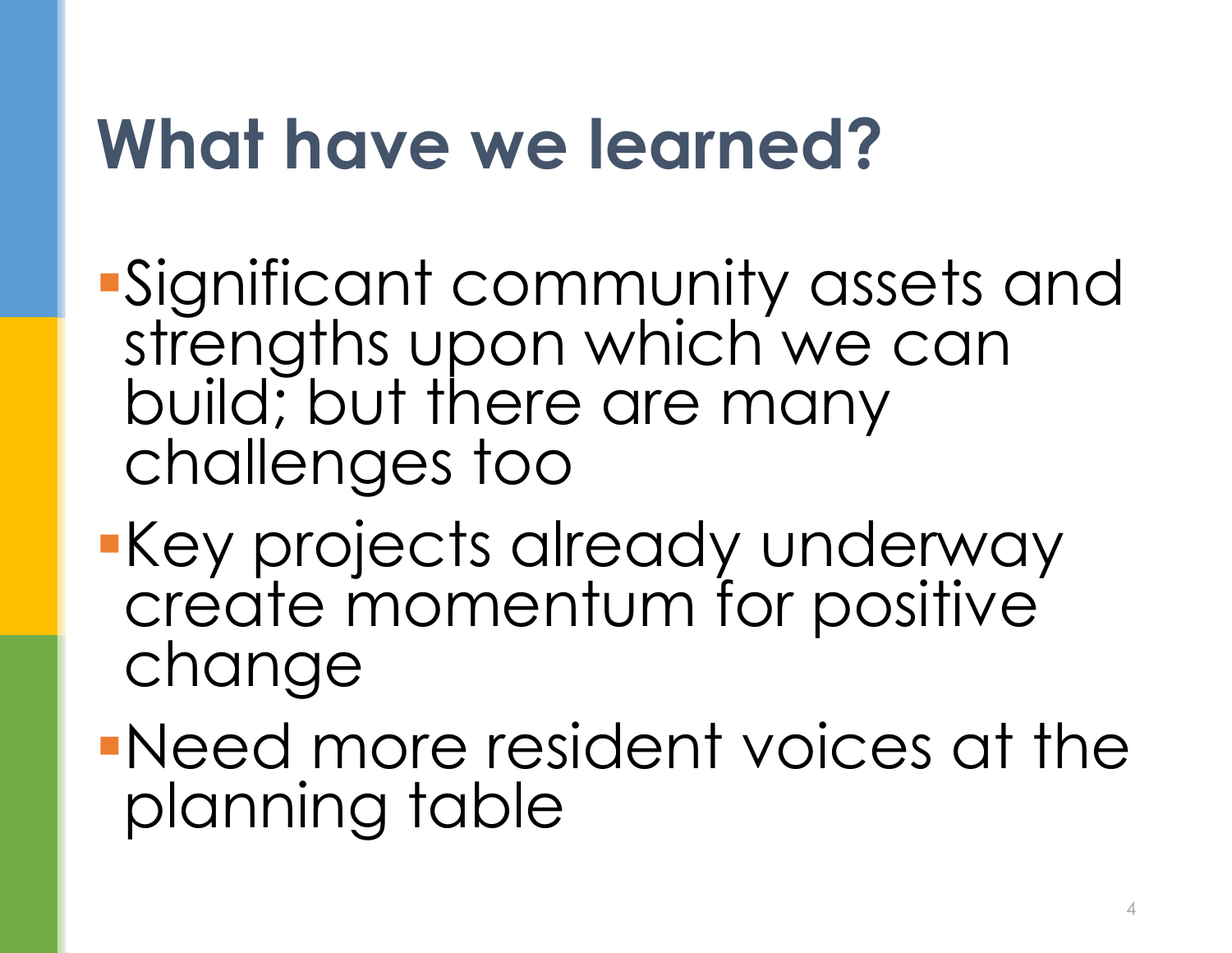# What have we learned?

- Significant community assets and strengths upon which we can build; but there are many challenges too
- Key projects already underway create momentum for positive change
- Need more resident voices at the planning table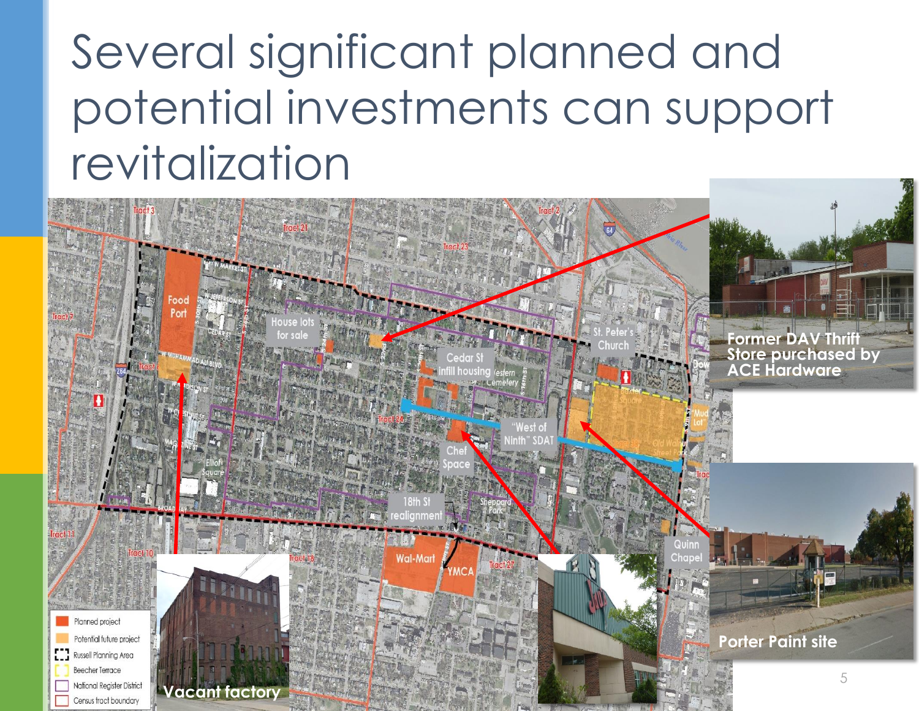# Several significant planned and potential investments can support revitalization

Food Port

House lots for sale

Cedar St infill housing

Western Cemetery

St. Peter's Church

Beecher Terrace

Mud Lot

Old Walnut Street Park

"West of Ninth" SDAT

Chef Space

Elliott Square

18th St realignment

Sheppard Park

Wal-Mart

YMCA

Quinn Chapel

Former DAV Thrift Store purchased by ACE Hardware

Porter Paint site

Vacant factory

- Planned project
- Potential future project
- Russell Planning Area
- Beecher Terrace
- National Register District
- Census tract boundary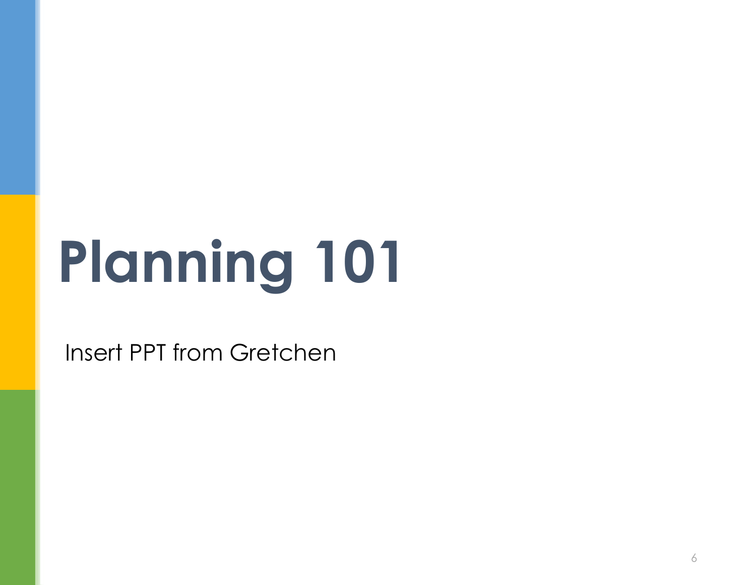# Planning 101

Insert PPT from Gretchen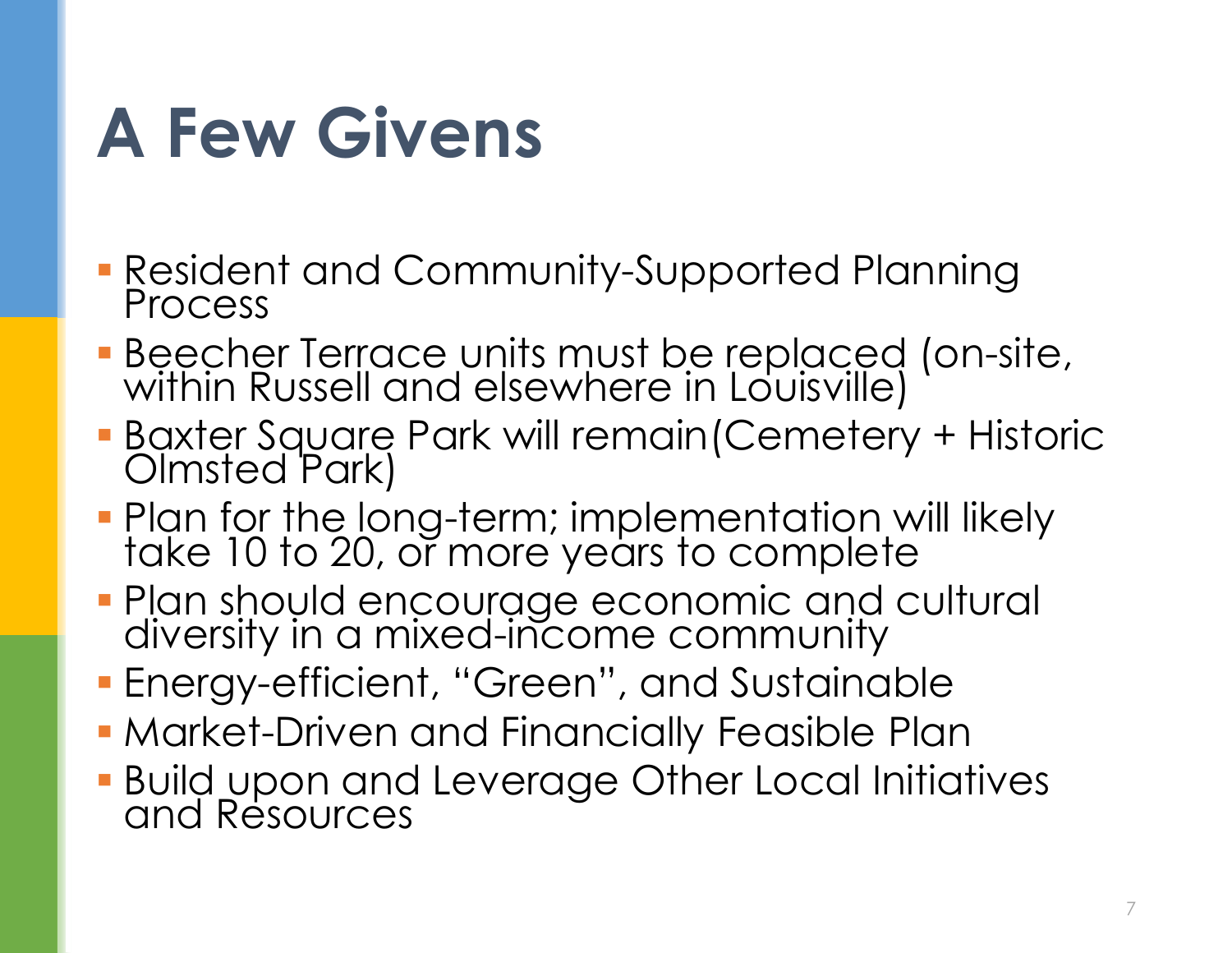# A Few Givens

- Resident and Community-Supported Planning Process
- Beecher Terrace units must be replaced (on-site, within Russell and elsewhere in Louisville)
- Baxter Square Park will remain(Cemetery + Historic Olmsted Park)
- Plan for the long-term; implementation will likely take 10 to 20, or more years to complete
- Plan should encourage economic and cultural diversity in a mixed-income community
- Energy-efficient, "Green", and Sustainable
- Market-Driven and Financially Feasible Plan
- Build upon and Leverage Other Local Initiatives and Resources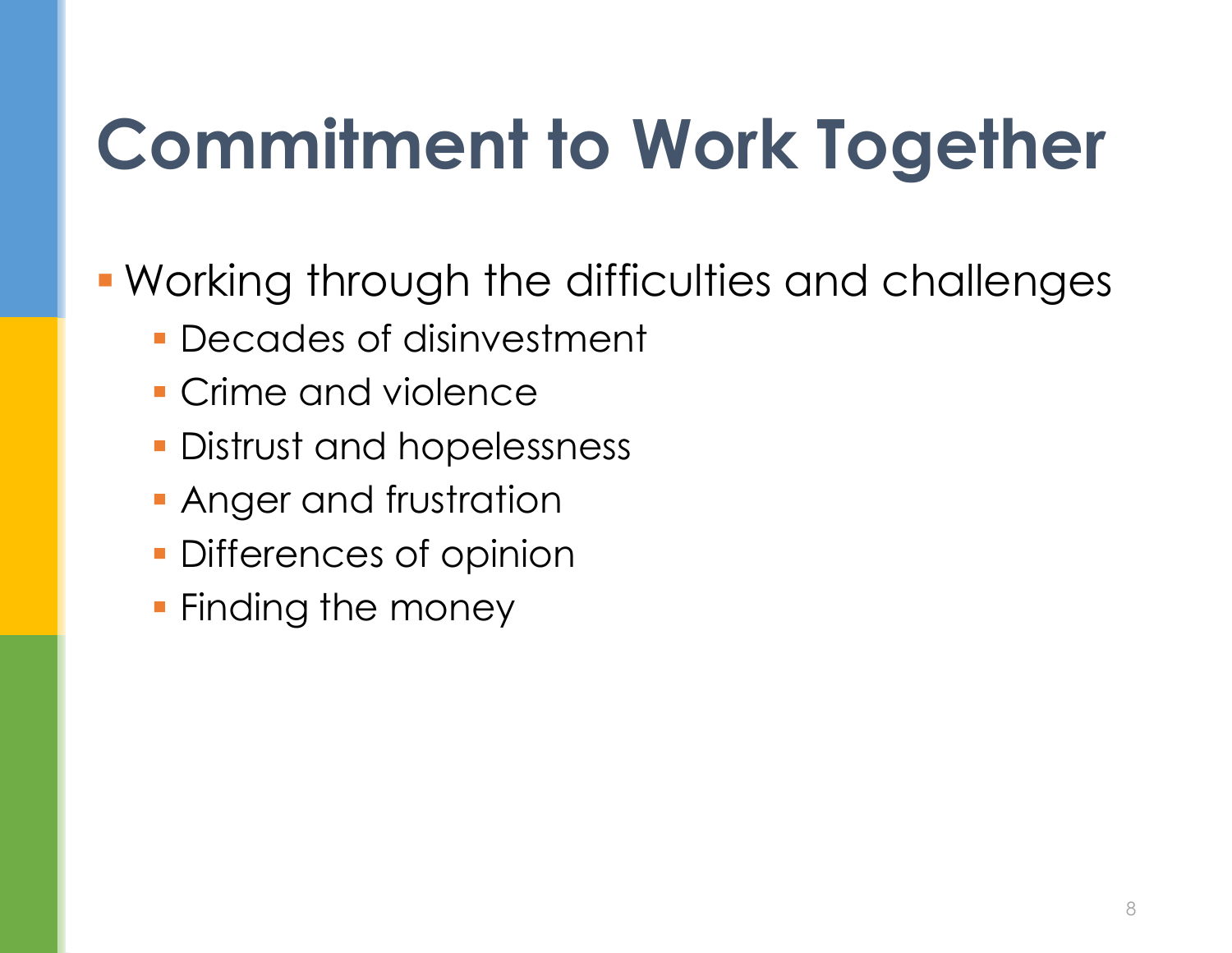# Commitment to Work Together

- Working through the difficulties and challenges
  - Decades of disinvestment
  - Crime and violence
  - Distrust and hopelessness
  - Anger and frustration
  - Differences of opinion
  - Finding the money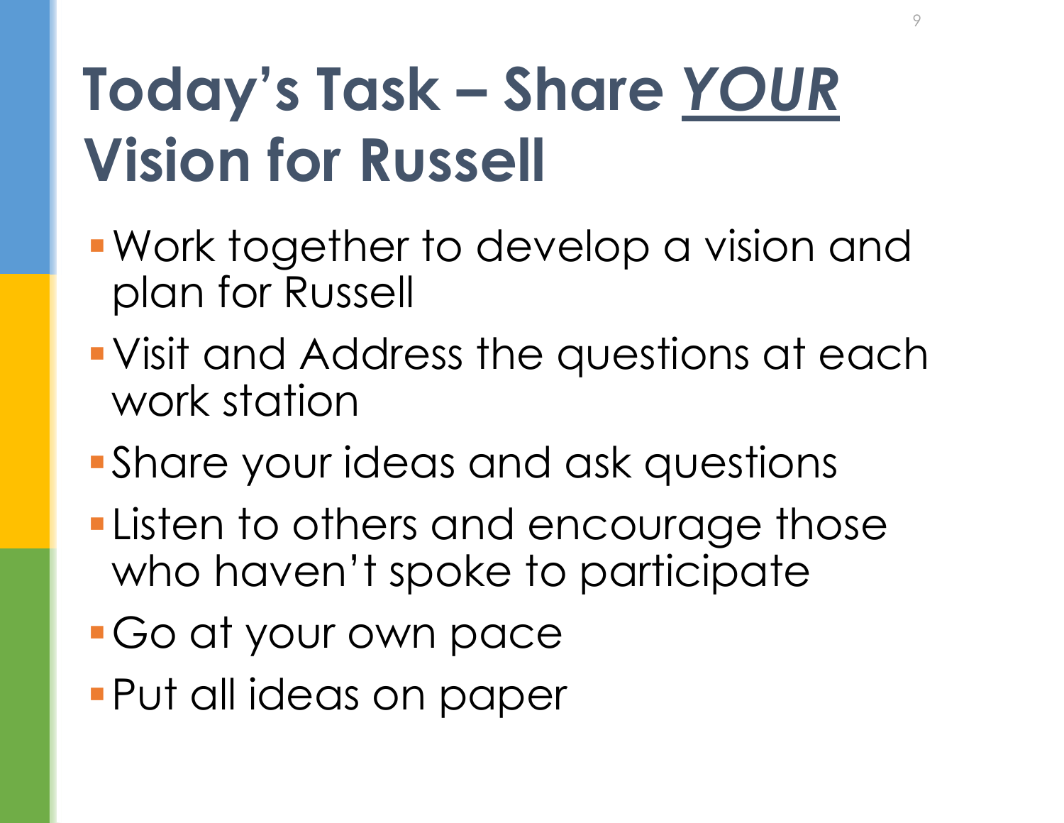# Today's Task – Share ***YOUR*** Vision for Russell

- Work together to develop a vision and plan for Russell
- Visit and Address the questions at each work station
- Share your ideas and ask questions
- Listen to others and encourage those who haven't spoke to participate
- Go at your own pace
- Put all ideas on paper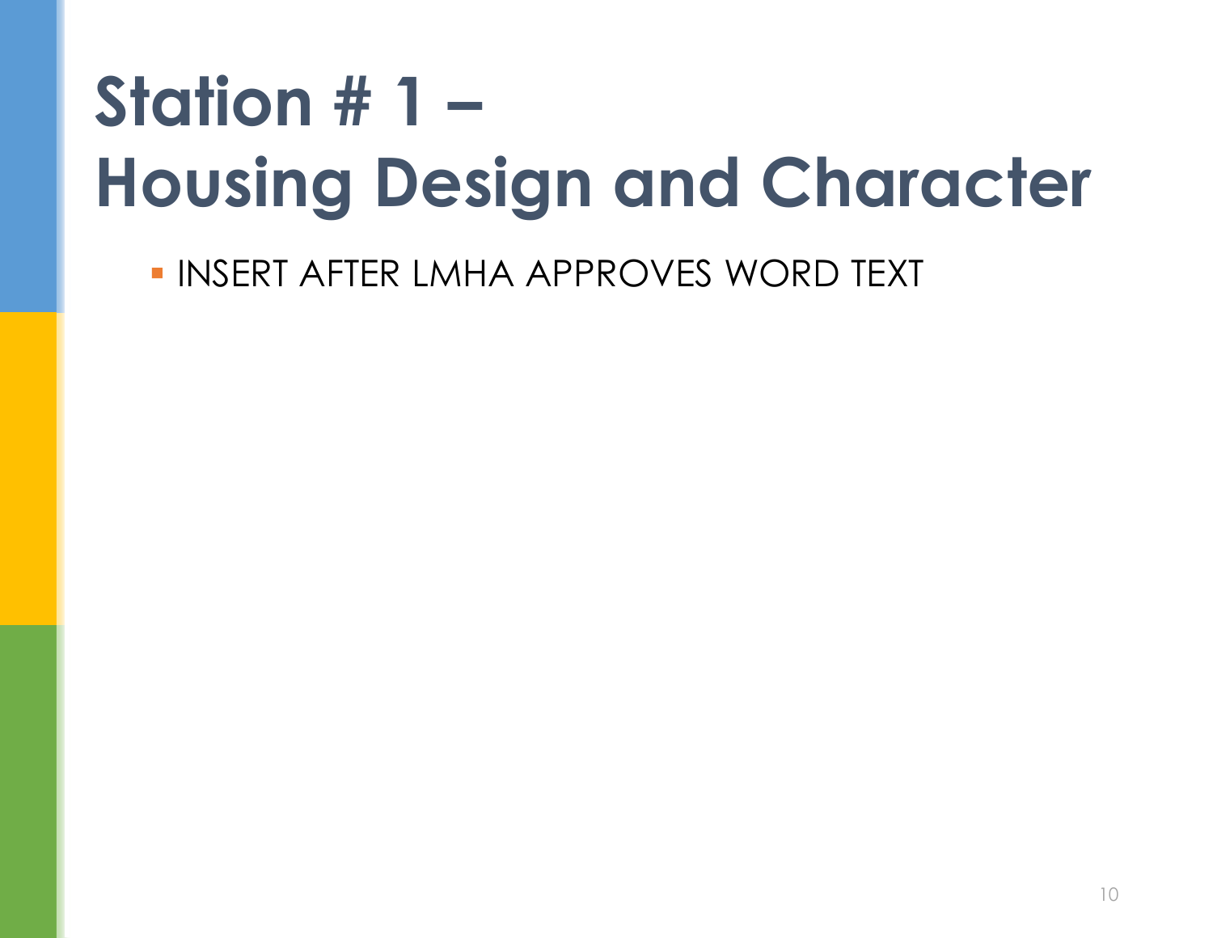# Station # 1 – Housing Design and Character

- INSERT AFTER LMHA APPROVES WORD TEXT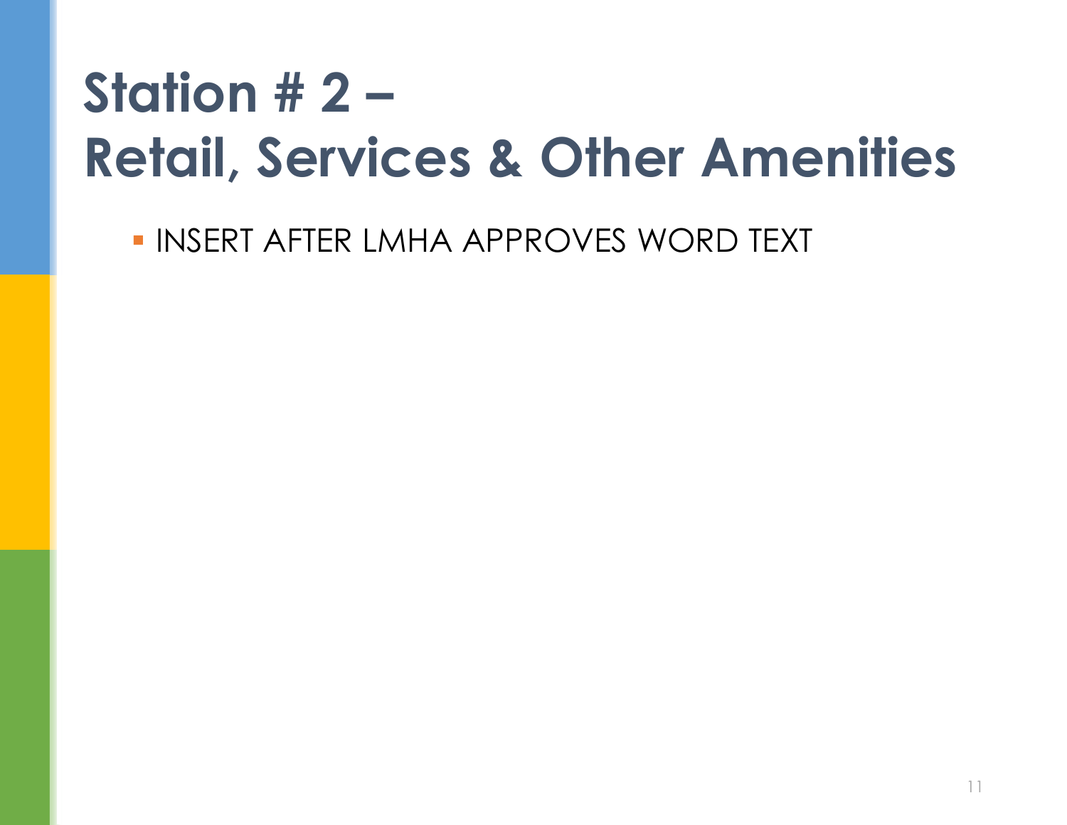# Station # 2 – Retail, Services & Other Amenities

- INSERT AFTER LMHA APPROVES WORD TEXT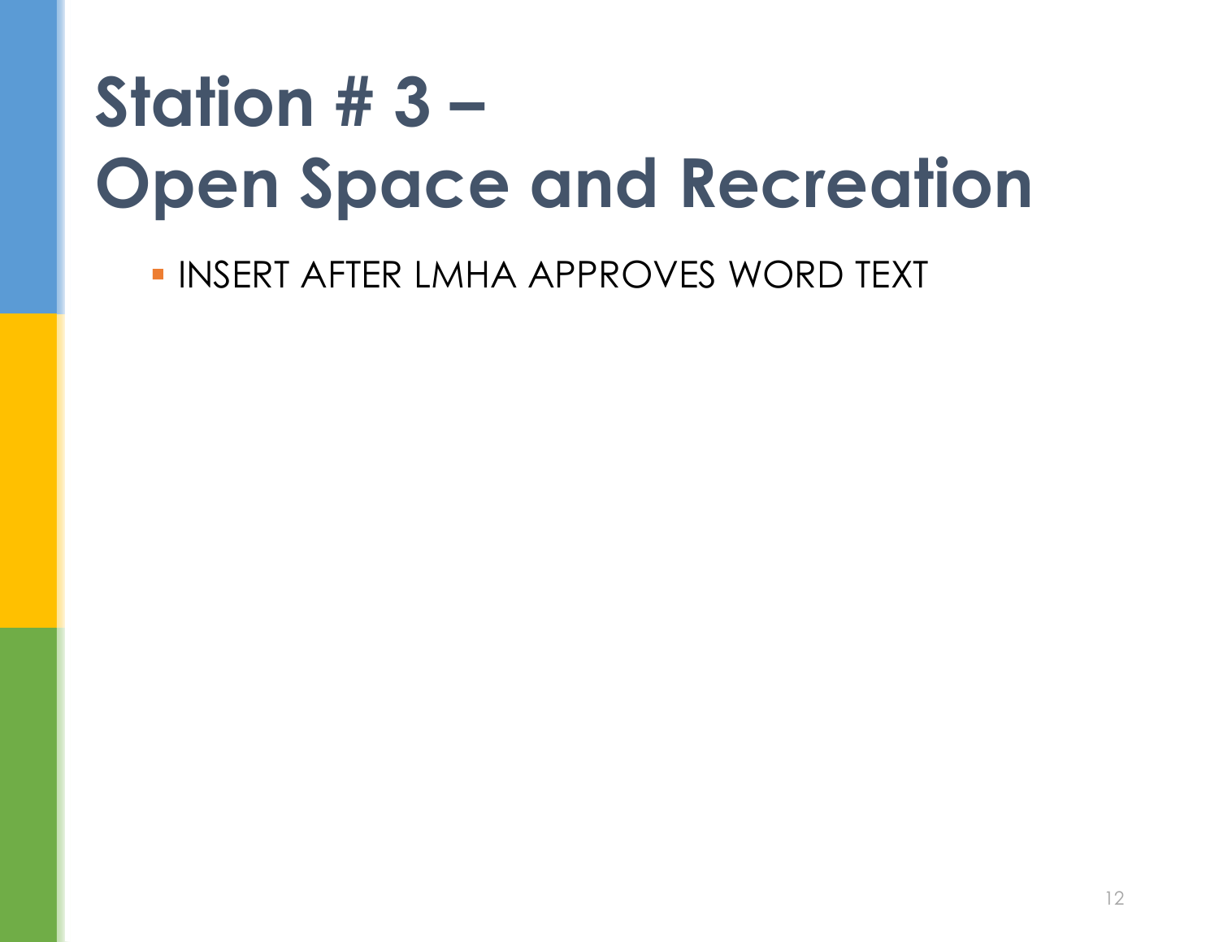# Station # 3 – Open Space and Recreation

- INSERT AFTER LMHA APPROVES WORD TEXT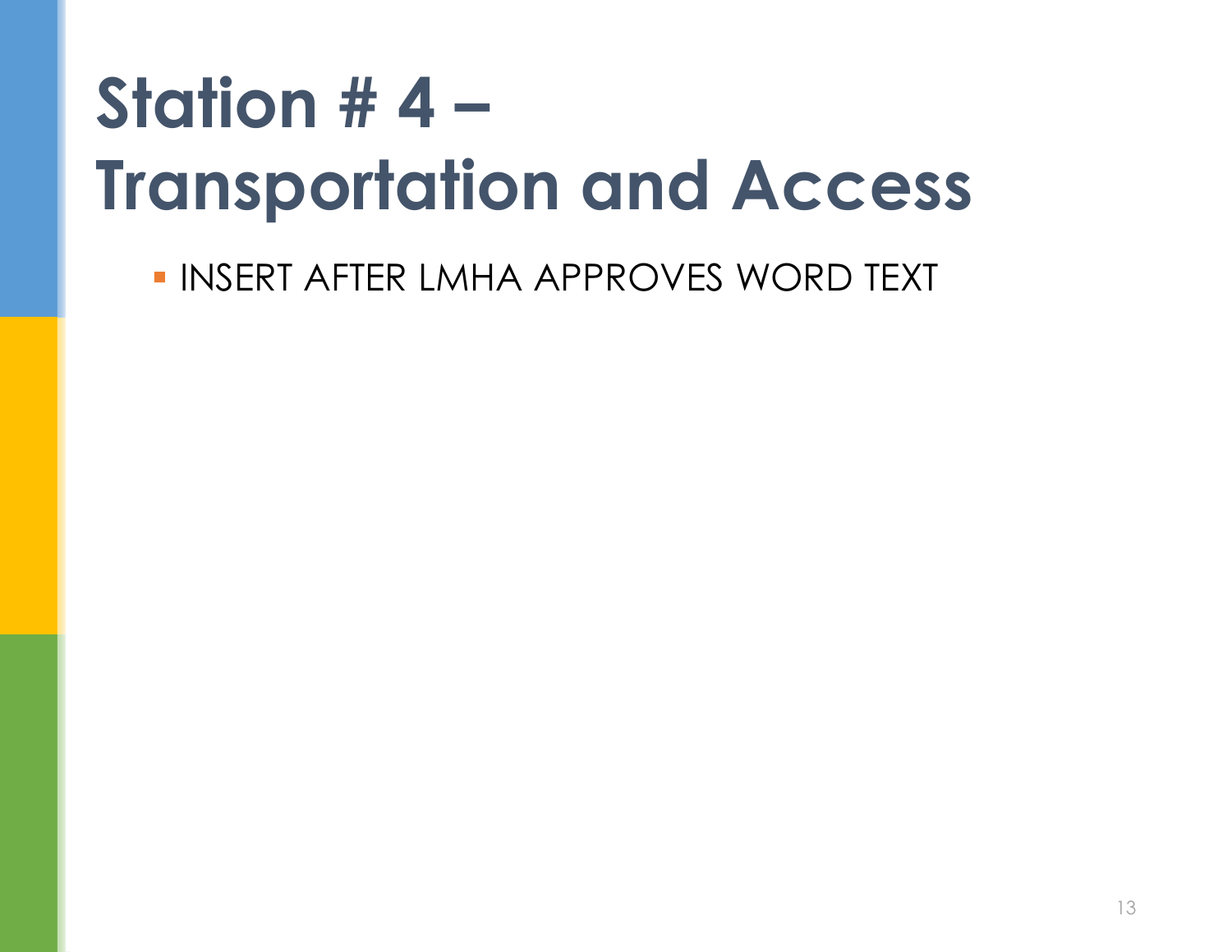# Station # 4 – Transportation and Access

- INSERT AFTER LMHA APPROVES WORD TEXT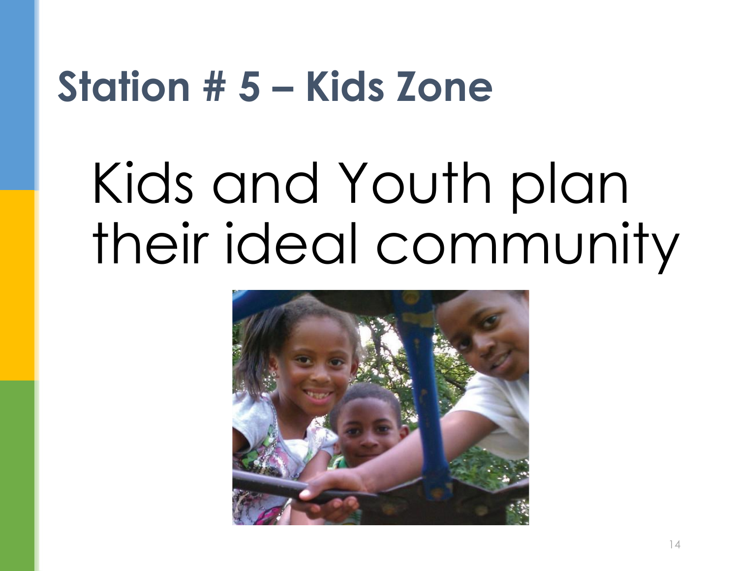# Station # 5 – Kids Zone

Kids and Youth plan their ideal community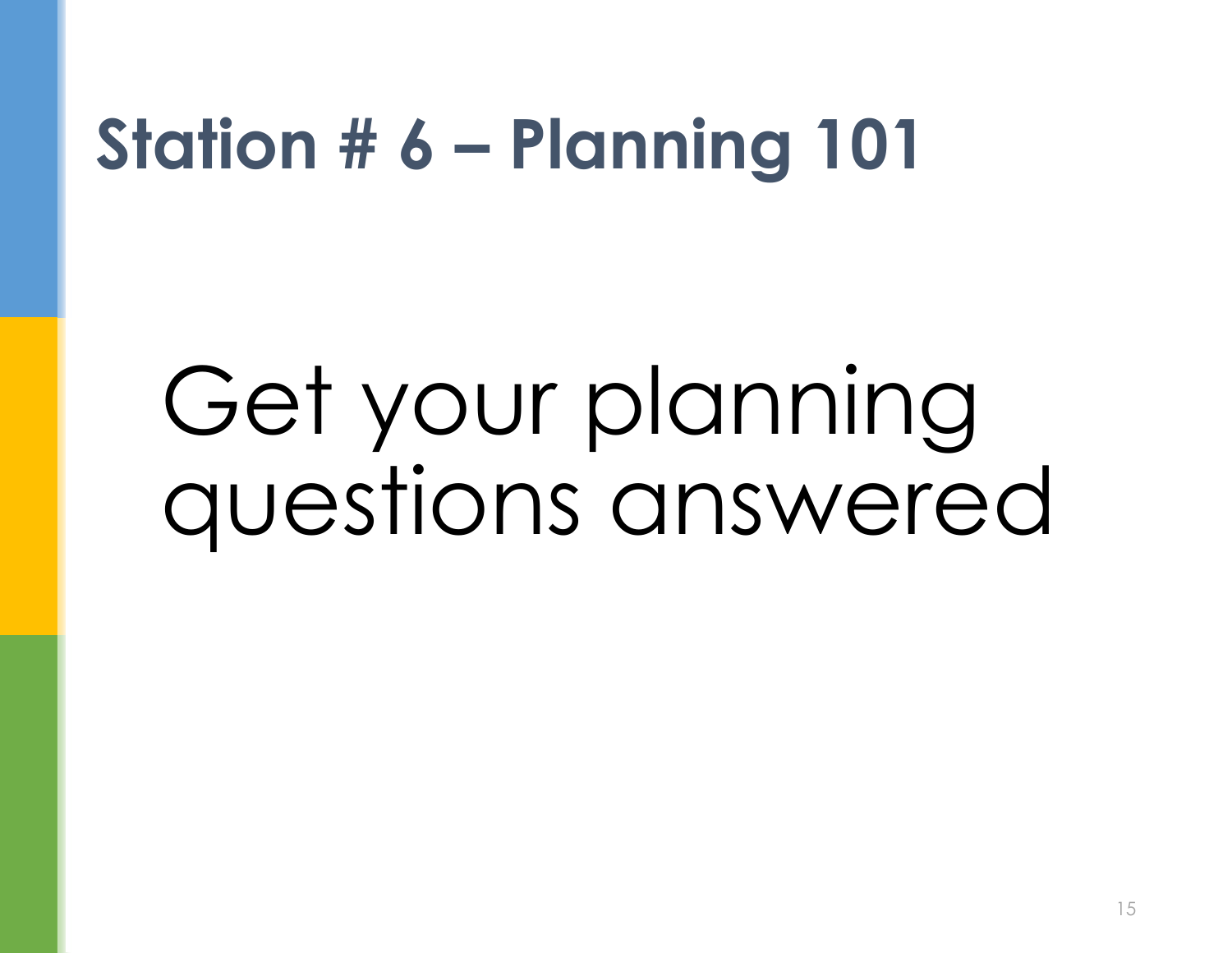# Station # 6 – Planning 101

Get your planning questions answered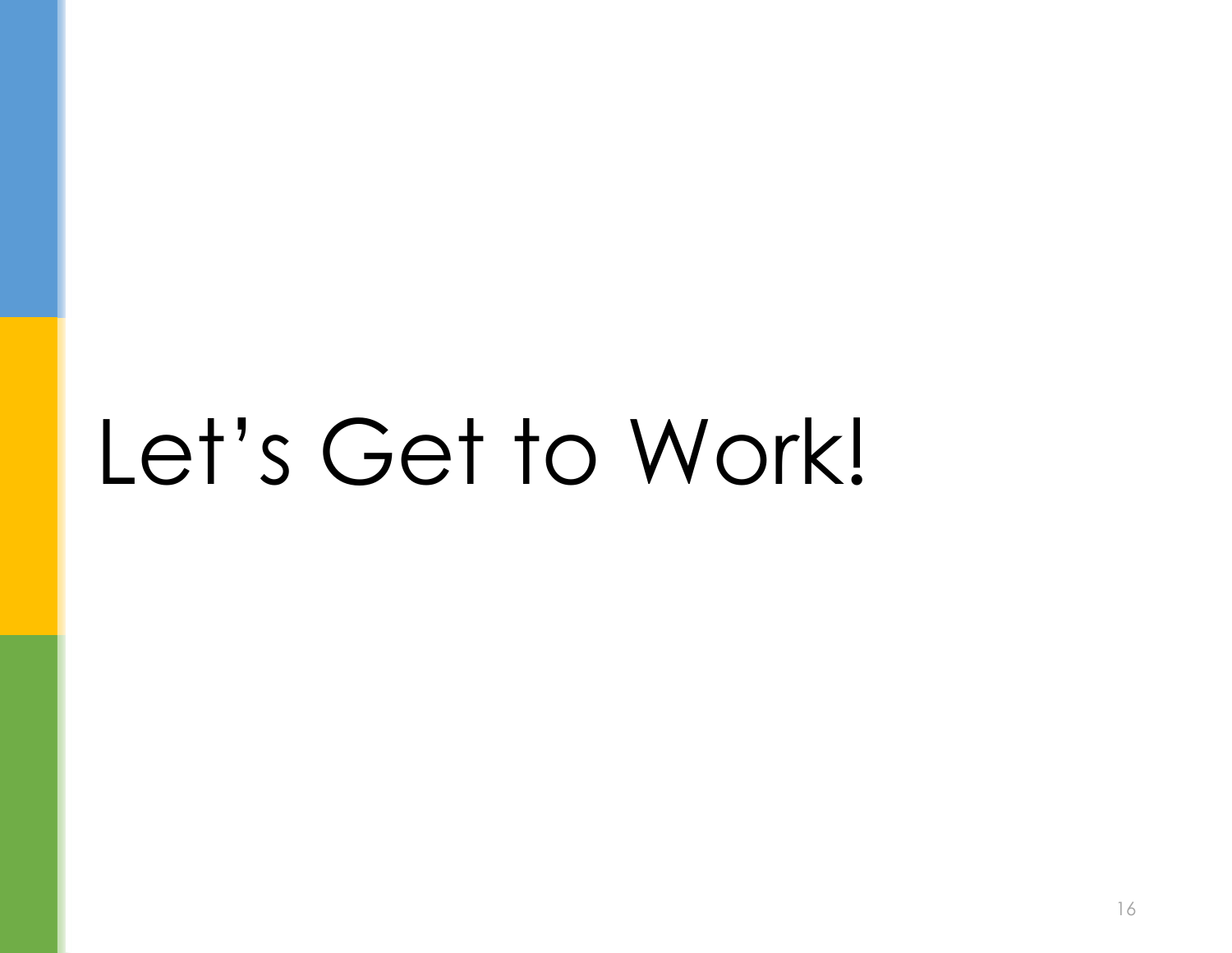# Let's Get to Work!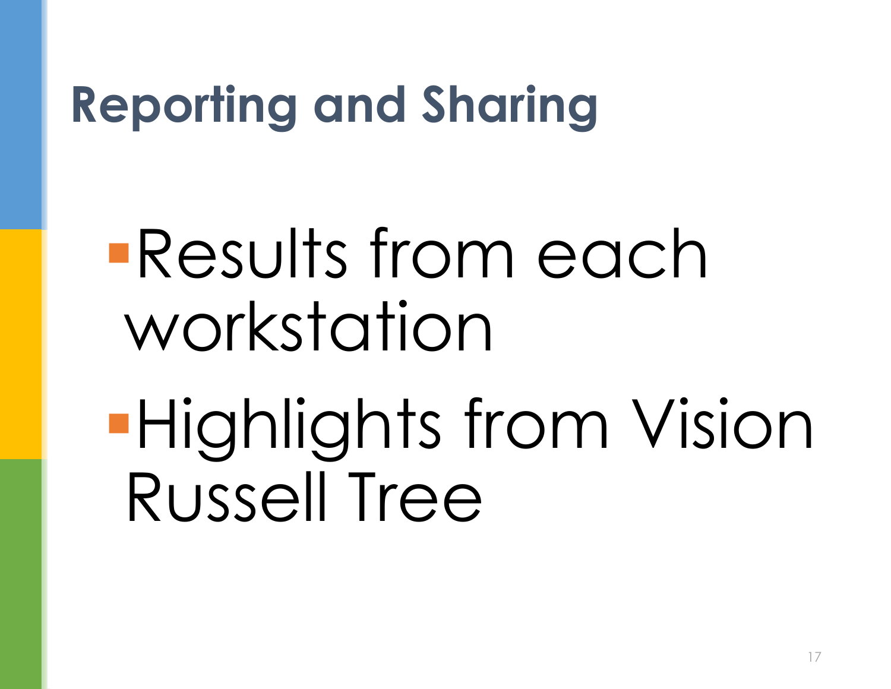# Reporting and Sharing

- Results from each workstation
- Highlights from Vision Russell Tree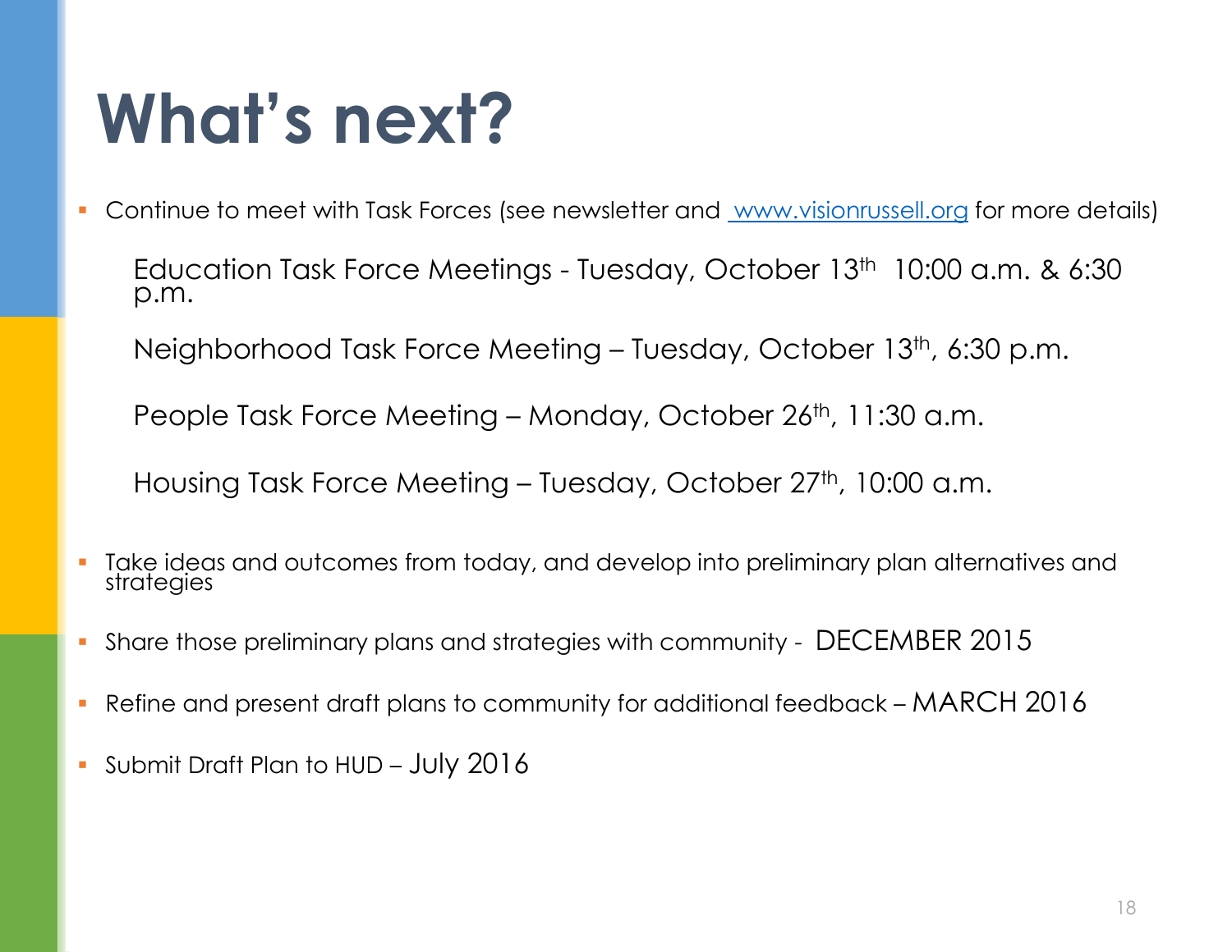# What's next?

- Continue to meet with Task Forces (see newsletter and [www.visionrussell.org](http://www.visionrussell.org) for more details)

  Education Task Force Meetings - Tuesday, October 13th 10:00 a.m. & 6:30 p.m.

  Neighborhood Task Force Meeting – Tuesday, October 13th, 6:30 p.m.

  People Task Force Meeting – Monday, October 26th, 11:30 a.m.

  Housing Task Force Meeting – Tuesday, October 27th, 10:00 a.m.

- Take ideas and outcomes from today, and develop into preliminary plan alternatives and strategies
- Share those preliminary plans and strategies with community - DECEMBER 2015
- Refine and present draft plans to community for additional feedback – MARCH 2016
- Submit Draft Plan to HUD – July 2016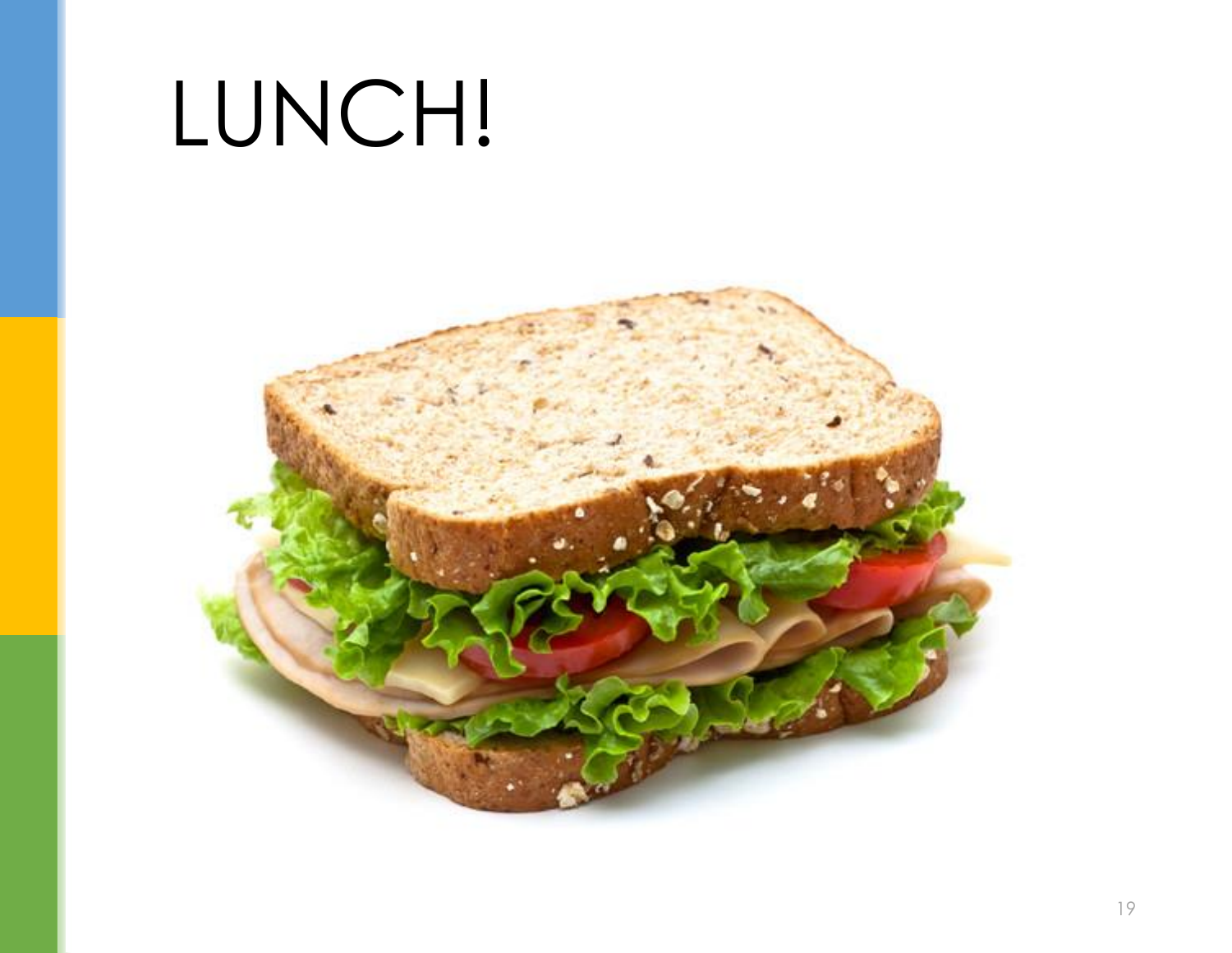# LUNCH!